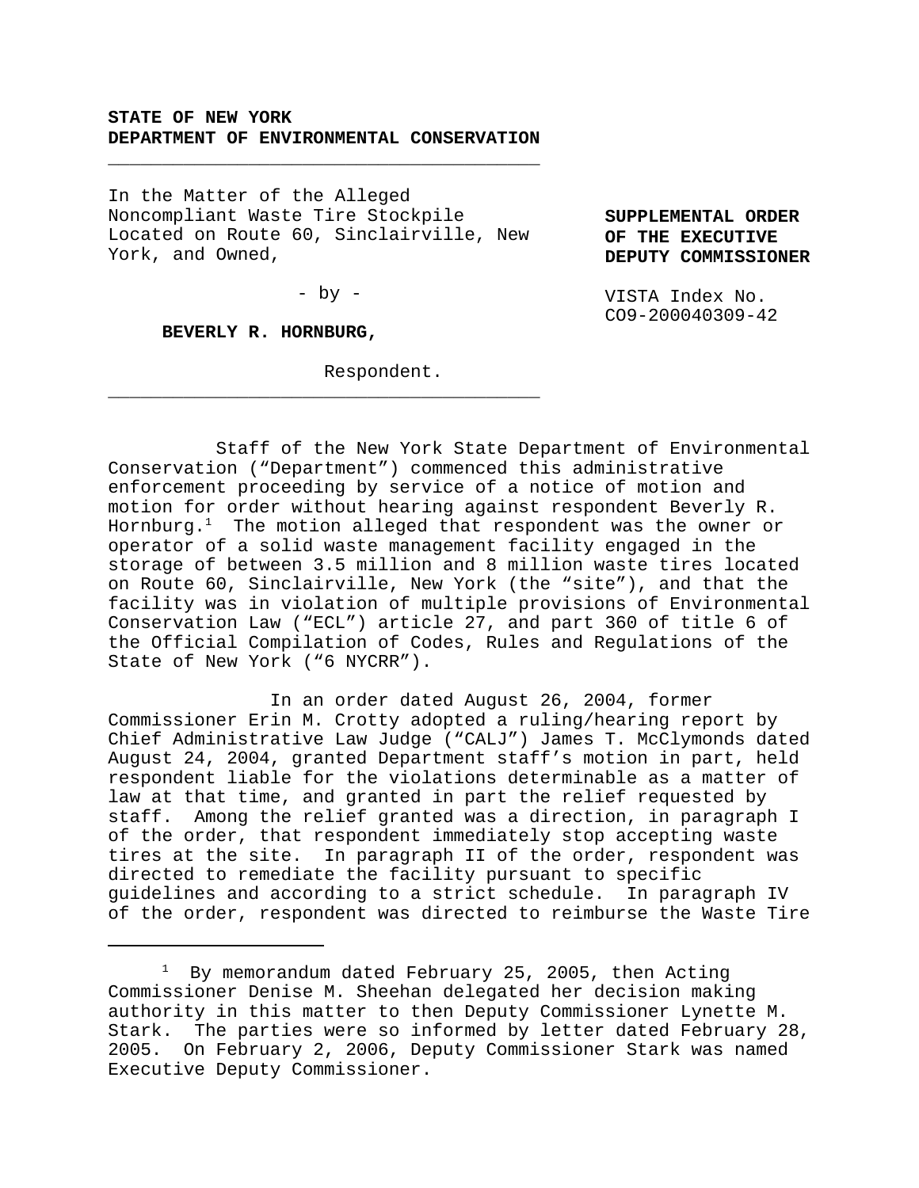**STATE OF NEW YORK**
**DEPARTMENT OF ENVIRONMENTAL CONSERVATION**

---

In the Matter of the Alleged Noncompliant Waste Tire Stockpile Located on Route 60, Sinclairville, New York, and Owned,

- by -

**BEVERLY R. HORNBURG,**

Respondent.

---

**SUPPLEMENTAL ORDER OF THE EXECUTIVE DEPUTY COMMISSIONER**

VISTA Index No. CO9-200040309-42

Staff of the New York State Department of Environmental Conservation ("Department") commenced this administrative enforcement proceeding by service of a notice of motion and motion for order without hearing against respondent Beverly R. Hornburg.[1] The motion alleged that respondent was the owner or operator of a solid waste management facility engaged in the storage of between 3.5 million and 8 million waste tires located on Route 60, Sinclairville, New York (the "site"), and that the facility was in violation of multiple provisions of Environmental Conservation Law ("ECL") article 27, and part 360 of title 6 of the Official Compilation of Codes, Rules and Regulations of the State of New York ("6 NYCRR").

In an order dated August 26, 2004, former Commissioner Erin M. Crotty adopted a ruling/hearing report by Chief Administrative Law Judge ("CALJ") James T. McClymonds dated August 24, 2004, granted Department staff's motion in part, held respondent liable for the violations determinable as a matter of law at that time, and granted in part the relief requested by staff. Among the relief granted was a direction, in paragraph I of the order, that respondent immediately stop accepting waste tires at the site. In paragraph II of the order, respondent was directed to remediate the facility pursuant to specific guidelines and according to a strict schedule. In paragraph IV of the order, respondent was directed to reimburse the Waste Tire

---

[1] By memorandum dated February 25, 2005, then Acting Commissioner Denise M. Sheehan delegated her decision making authority in this matter to then Deputy Commissioner Lynette M. Stark. The parties were so informed by letter dated February 28, 2005. On February 2, 2006, Deputy Commissioner Stark was named Executive Deputy Commissioner.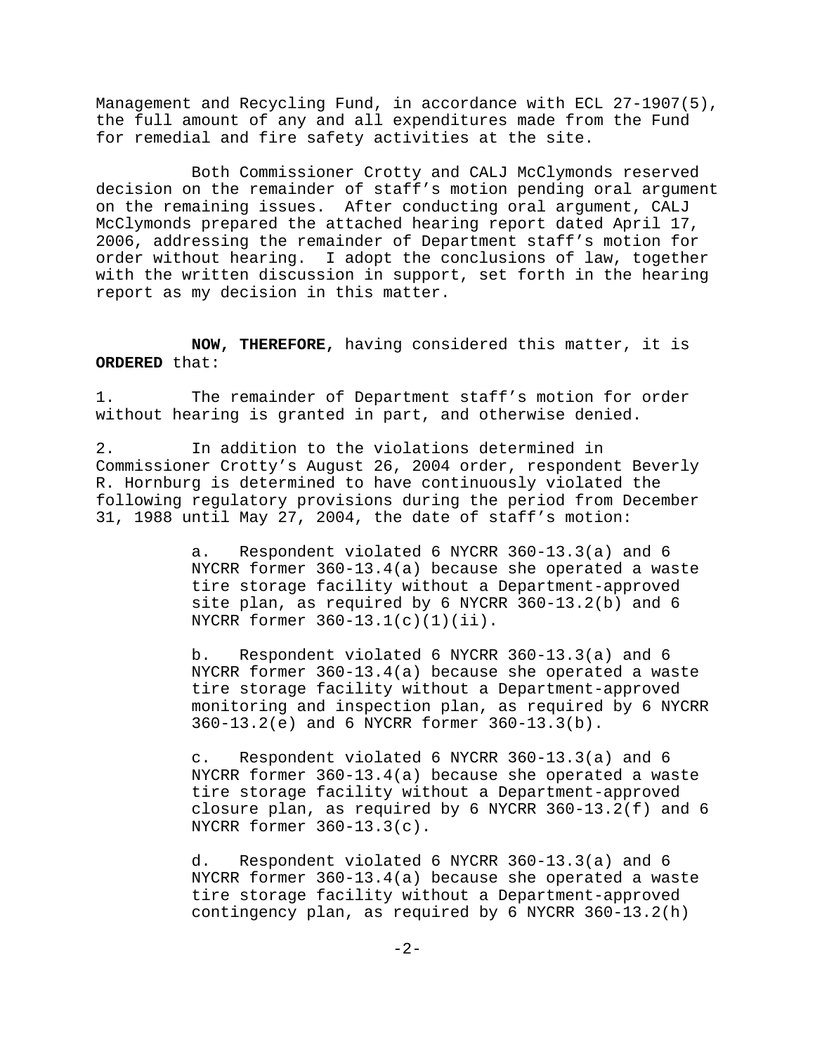Management and Recycling Fund, in accordance with ECL 27-1907(5), the full amount of any and all expenditures made from the Fund for remedial and fire safety activities at the site.

Both Commissioner Crotty and CALJ McClymonds reserved decision on the remainder of staff's motion pending oral argument on the remaining issues. After conducting oral argument, CALJ McClymonds prepared the attached hearing report dated April 17, 2006, addressing the remainder of Department staff's motion for order without hearing. I adopt the conclusions of law, together with the written discussion in support, set forth in the hearing report as my decision in this matter.

**NOW, THEREFORE,** having considered this matter, it is **ORDERED** that:

1. The remainder of Department staff's motion for order without hearing is granted in part, and otherwise denied.

2. In addition to the violations determined in Commissioner Crotty's August 26, 2004 order, respondent Beverly R. Hornburg is determined to have continuously violated the following regulatory provisions during the period from December 31, 1988 until May 27, 2004, the date of staff's motion:

   a. Respondent violated 6 NYCRR 360-13.3(a) and 6 NYCRR former 360-13.4(a) because she operated a waste tire storage facility without a Department-approved site plan, as required by 6 NYCRR 360-13.2(b) and 6 NYCRR former 360-13.1(c)(1)(ii).

   b. Respondent violated 6 NYCRR 360-13.3(a) and 6 NYCRR former 360-13.4(a) because she operated a waste tire storage facility without a Department-approved monitoring and inspection plan, as required by 6 NYCRR 360-13.2(e) and 6 NYCRR former 360-13.3(b).

   c. Respondent violated 6 NYCRR 360-13.3(a) and 6 NYCRR former 360-13.4(a) because she operated a waste tire storage facility without a Department-approved closure plan, as required by 6 NYCRR 360-13.2(f) and 6 NYCRR former 360-13.3(c).

   d. Respondent violated 6 NYCRR 360-13.3(a) and 6 NYCRR former 360-13.4(a) because she operated a waste tire storage facility without a Department-approved contingency plan, as required by 6 NYCRR 360-13.2(h)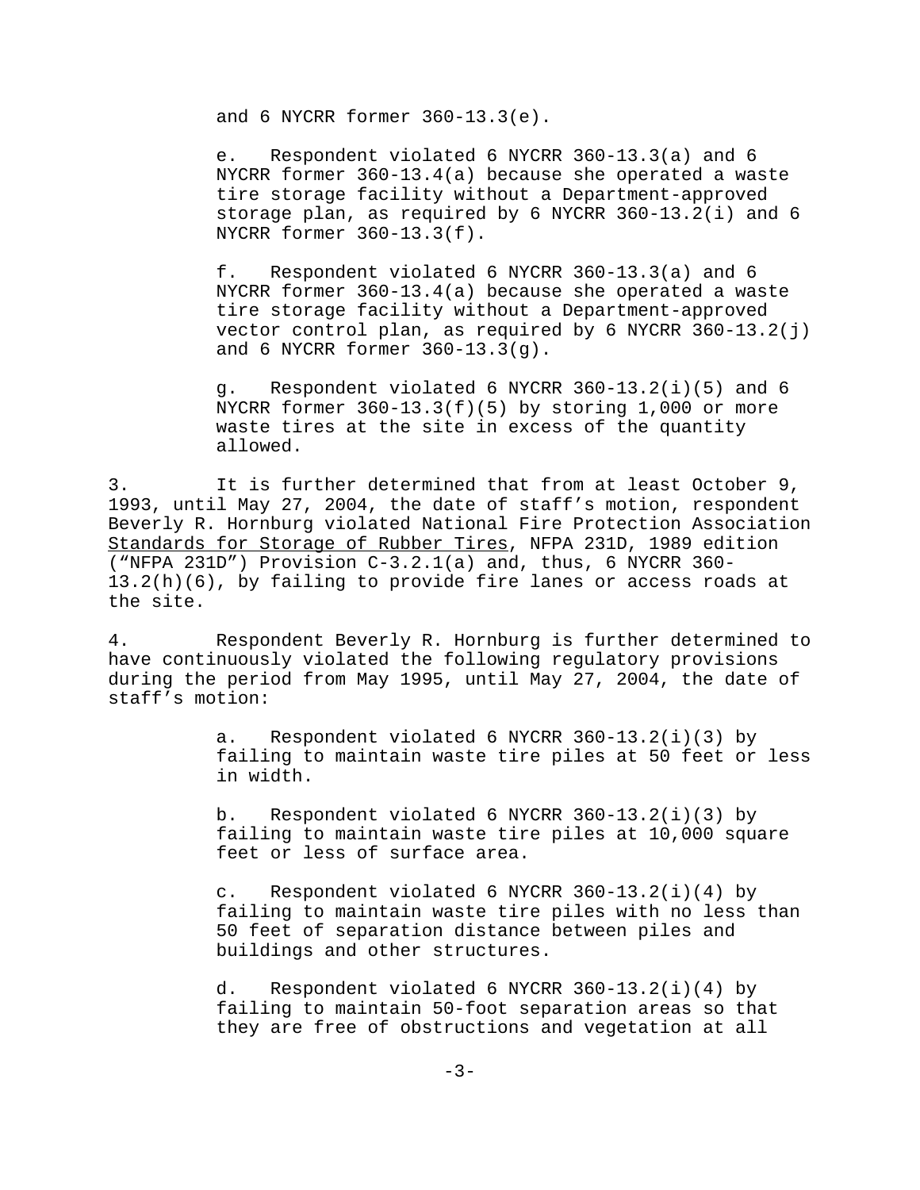and 6 NYCRR former 360-13.3(e).

e. Respondent violated 6 NYCRR 360-13.3(a) and 6 NYCRR former 360-13.4(a) because she operated a waste tire storage facility without a Department-approved storage plan, as required by 6 NYCRR 360-13.2(i) and 6 NYCRR former 360-13.3(f).

f. Respondent violated 6 NYCRR 360-13.3(a) and 6 NYCRR former 360-13.4(a) because she operated a waste tire storage facility without a Department-approved vector control plan, as required by 6 NYCRR 360-13.2(j) and 6 NYCRR former 360-13.3(g).

g. Respondent violated 6 NYCRR 360-13.2(i)(5) and 6 NYCRR former 360-13.3(f)(5) by storing 1,000 or more waste tires at the site in excess of the quantity allowed.

3. It is further determined that from at least October 9, 1993, until May 27, 2004, the date of staff's motion, respondent Beverly R. Hornburg violated National Fire Protection Association Standards for Storage of Rubber Tires, NFPA 231D, 1989 edition ("NFPA 231D") Provision C-3.2.1(a) and, thus, 6 NYCRR 360-13.2(h)(6), by failing to provide fire lanes or access roads at the site.

4. Respondent Beverly R. Hornburg is further determined to have continuously violated the following regulatory provisions during the period from May 1995, until May 27, 2004, the date of staff's motion:

a. Respondent violated 6 NYCRR 360-13.2(i)(3) by failing to maintain waste tire piles at 50 feet or less in width.

b. Respondent violated 6 NYCRR 360-13.2(i)(3) by failing to maintain waste tire piles at 10,000 square feet or less of surface area.

c. Respondent violated 6 NYCRR 360-13.2(i)(4) by failing to maintain waste tire piles with no less than 50 feet of separation distance between piles and buildings and other structures.

d. Respondent violated 6 NYCRR 360-13.2(i)(4) by failing to maintain 50-foot separation areas so that they are free of obstructions and vegetation at all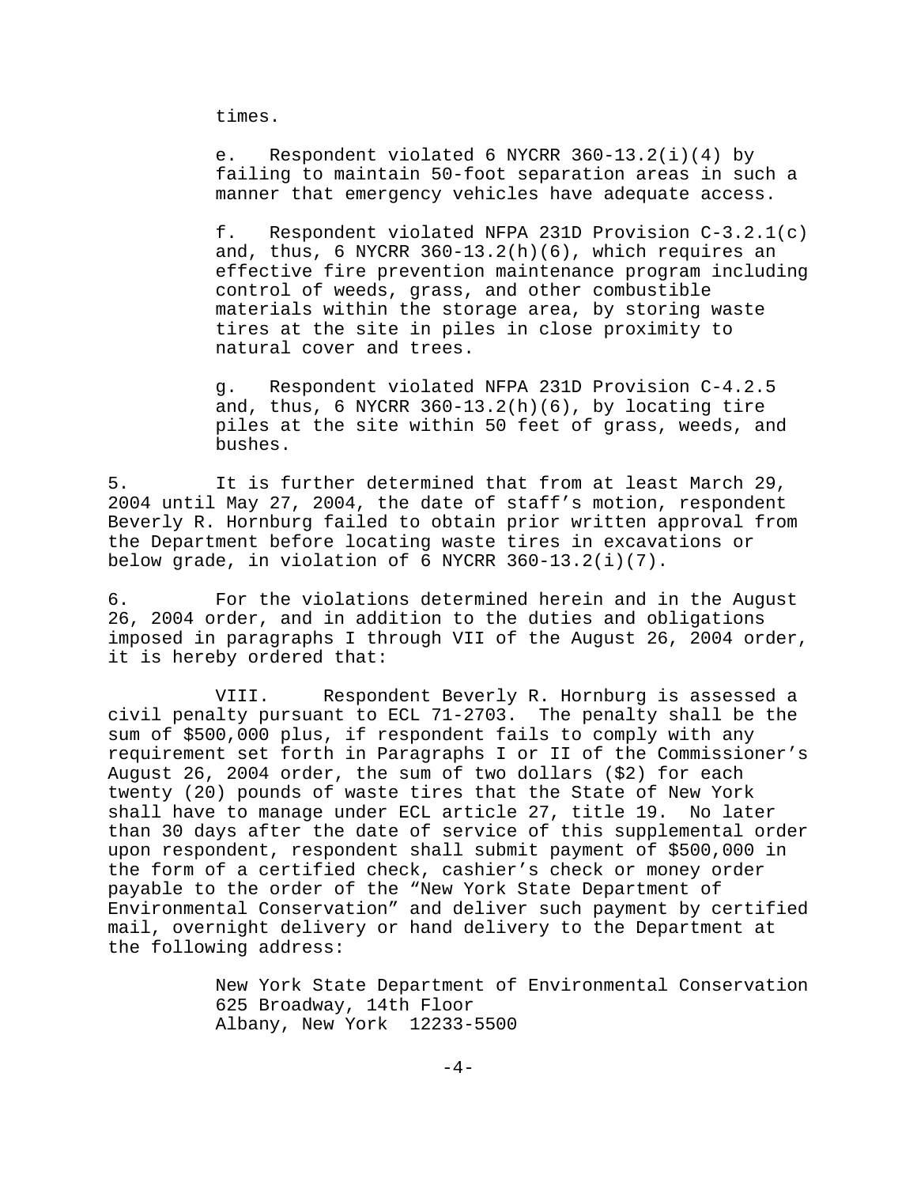times.

e. Respondent violated 6 NYCRR 360-13.2(i)(4) by failing to maintain 50-foot separation areas in such a manner that emergency vehicles have adequate access.

f. Respondent violated NFPA 231D Provision C-3.2.1(c) and, thus, 6 NYCRR 360-13.2(h)(6), which requires an effective fire prevention maintenance program including control of weeds, grass, and other combustible materials within the storage area, by storing waste tires at the site in piles in close proximity to natural cover and trees.

g. Respondent violated NFPA 231D Provision C-4.2.5 and, thus, 6 NYCRR 360-13.2(h)(6), by locating tire piles at the site within 50 feet of grass, weeds, and bushes.

5. It is further determined that from at least March 29, 2004 until May 27, 2004, the date of staff's motion, respondent Beverly R. Hornburg failed to obtain prior written approval from the Department before locating waste tires in excavations or below grade, in violation of 6 NYCRR 360-13.2(i)(7).

6. For the violations determined herein and in the August 26, 2004 order, and in addition to the duties and obligations imposed in paragraphs I through VII of the August 26, 2004 order, it is hereby ordered that:

VIII. Respondent Beverly R. Hornburg is assessed a civil penalty pursuant to ECL 71-2703. The penalty shall be the sum of $500,000 plus, if respondent fails to comply with any requirement set forth in Paragraphs I or II of the Commissioner's August 26, 2004 order, the sum of two dollars ($2) for each twenty (20) pounds of waste tires that the State of New York shall have to manage under ECL article 27, title 19. No later than 30 days after the date of service of this supplemental order upon respondent, respondent shall submit payment of $500,000 in the form of a certified check, cashier's check or money order payable to the order of the "New York State Department of Environmental Conservation" and deliver such payment by certified mail, overnight delivery or hand delivery to the Department at the following address:

New York State Department of Environmental Conservation
625 Broadway, 14th Floor
Albany, New York 12233-5500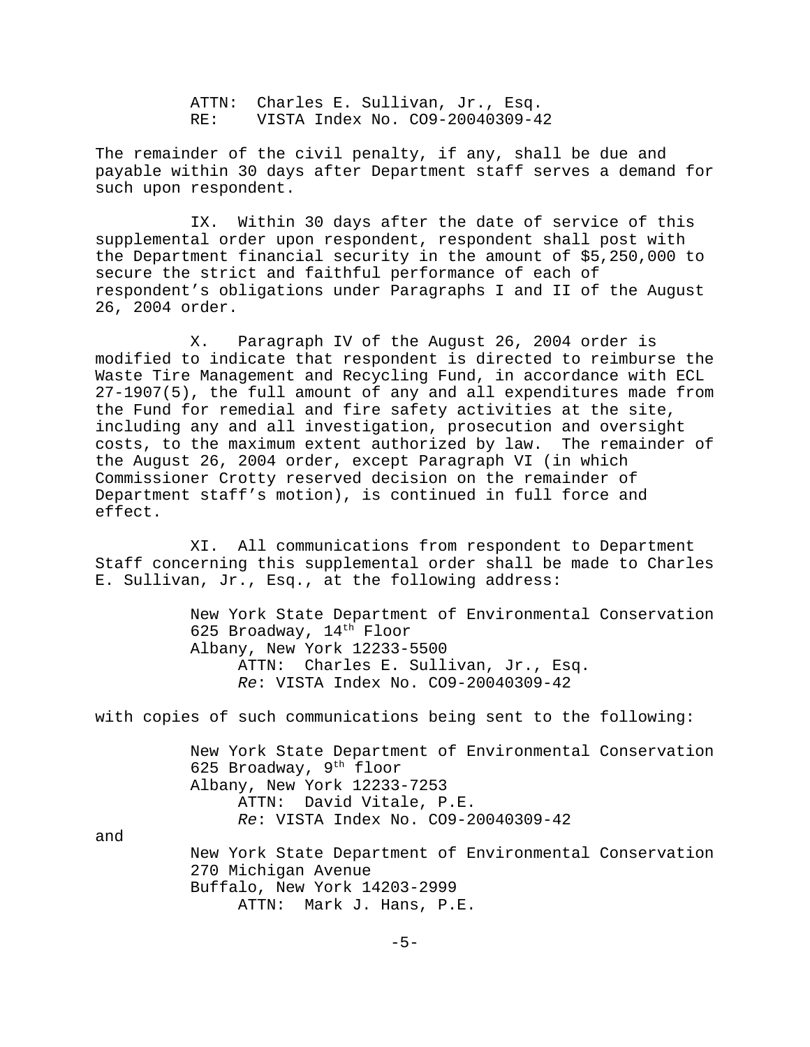ATTN: Charles E. Sullivan, Jr., Esq.
RE: VISTA Index No. CO9-20040309-42

The remainder of the civil penalty, if any, shall be due and payable within 30 days after Department staff serves a demand for such upon respondent.

IX. Within 30 days after the date of service of this supplemental order upon respondent, respondent shall post with the Department financial security in the amount of $5,250,000 to secure the strict and faithful performance of each of respondent's obligations under Paragraphs I and II of the August 26, 2004 order.

X. Paragraph IV of the August 26, 2004 order is modified to indicate that respondent is directed to reimburse the Waste Tire Management and Recycling Fund, in accordance with ECL 27-1907(5), the full amount of any and all expenditures made from the Fund for remedial and fire safety activities at the site, including any and all investigation, prosecution and oversight costs, to the maximum extent authorized by law. The remainder of the August 26, 2004 order, except Paragraph VI (in which Commissioner Crotty reserved decision on the remainder of Department staff's motion), is continued in full force and effect.

XI. All communications from respondent to Department Staff concerning this supplemental order shall be made to Charles E. Sullivan, Jr., Esq., at the following address:

New York State Department of Environmental Conservation
625 Broadway, 14th Floor
Albany, New York 12233-5500
ATTN: Charles E. Sullivan, Jr., Esq.
*Re*: VISTA Index No. CO9-20040309-42

with copies of such communications being sent to the following:

New York State Department of Environmental Conservation
625 Broadway, 9th floor
Albany, New York 12233-7253
ATTN: David Vitale, P.E.
*Re*: VISTA Index No. CO9-20040309-42

and

New York State Department of Environmental Conservation
270 Michigan Avenue
Buffalo, New York 14203-2999
ATTN: Mark J. Hans, P.E.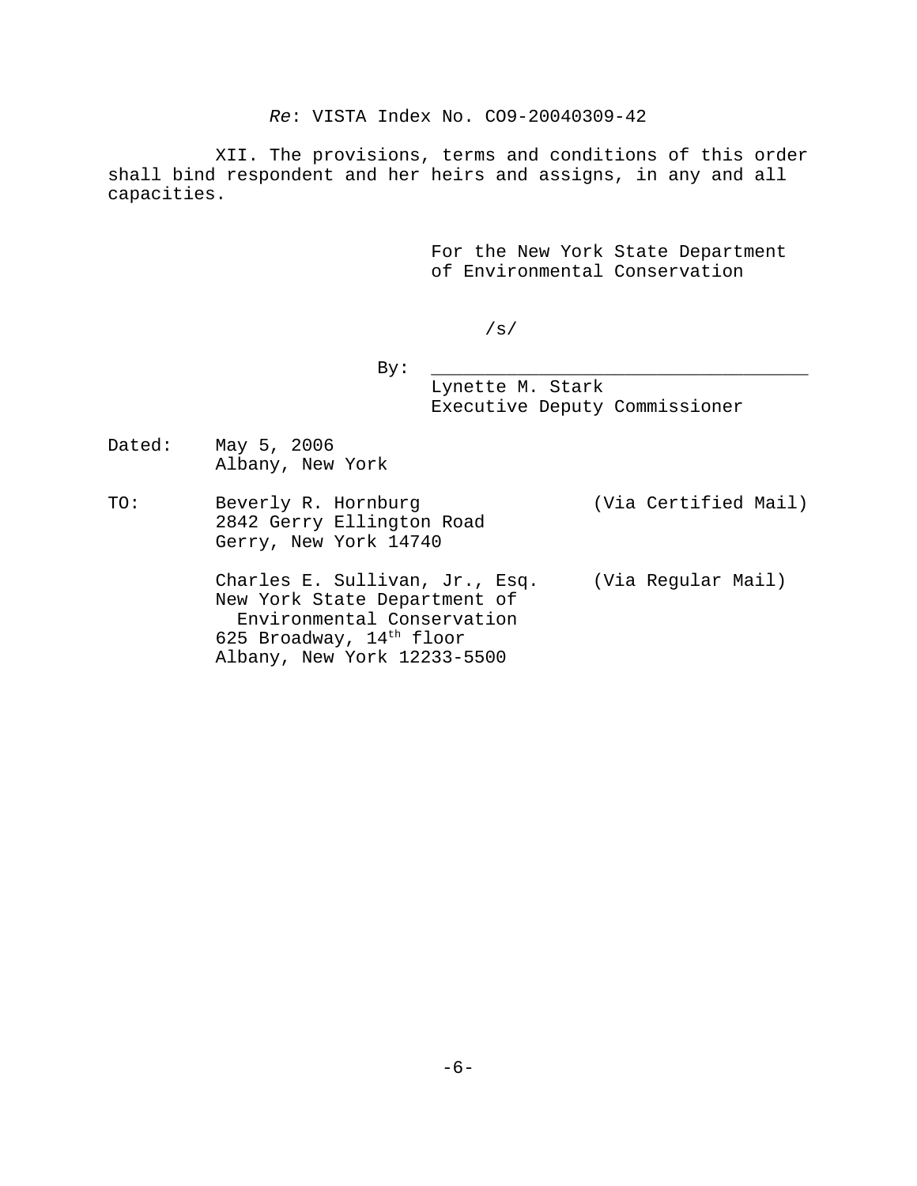*Re*: VISTA Index No. CO9-20040309-42

XII. The provisions, terms and conditions of this order shall bind respondent and her heirs and assigns, in any and all capacities.

For the New York State Department of Environmental Conservation

/s/

By: ___________________________________
Lynette M. Stark
Executive Deputy Commissioner

Dated: May 5, 2006
Albany, New York

TO: Beverly R. Hornburg (Via Certified Mail)
2842 Gerry Ellington Road
Gerry, New York 14740

Charles E. Sullivan, Jr., Esq. (Via Regular Mail)
New York State Department of Environmental Conservation
625 Broadway, 14th floor
Albany, New York 12233-5500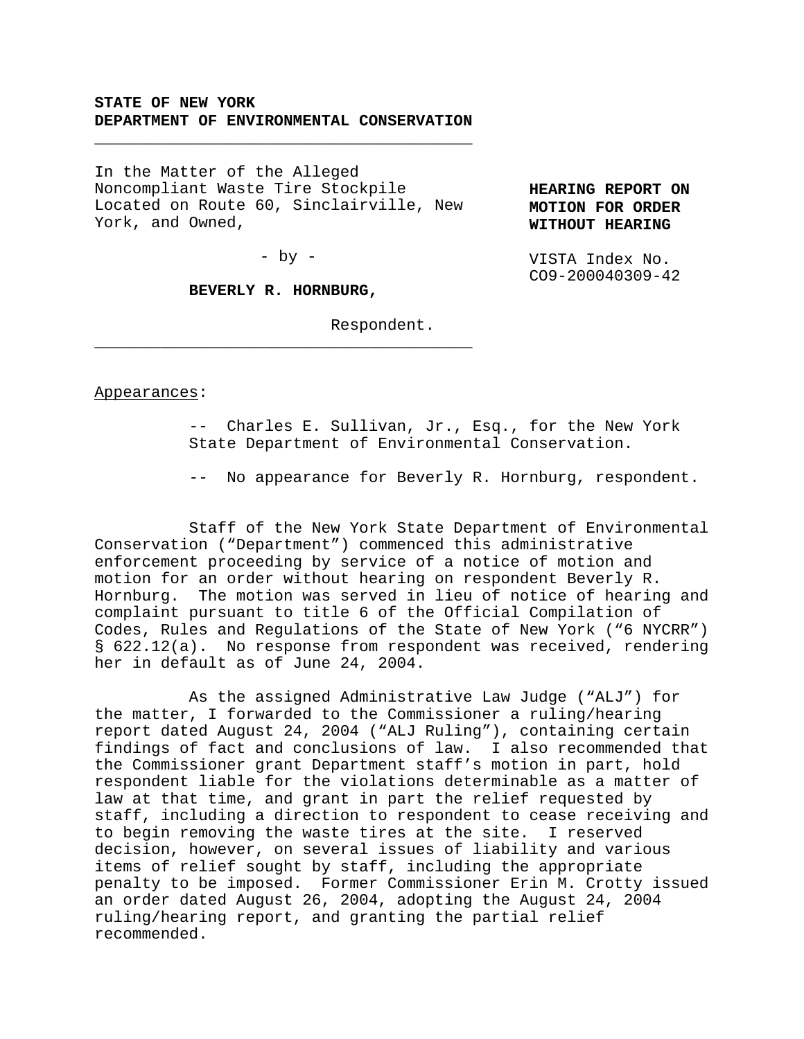**STATE OF NEW YORK**
**DEPARTMENT OF ENVIRONMENTAL CONSERVATION**

---

In the Matter of the Alleged Noncompliant Waste Tire Stockpile Located on Route 60, Sinclairville, New York, and Owned,

- by -

**BEVERLY R. HORNBURG,**

Respondent.

---

**HEARING REPORT ON MOTION FOR ORDER WITHOUT HEARING**

VISTA Index No. CO9-200040309-42

Appearances:

-- Charles E. Sullivan, Jr., Esq., for the New York State Department of Environmental Conservation.

-- No appearance for Beverly R. Hornburg, respondent.

Staff of the New York State Department of Environmental Conservation ("Department") commenced this administrative enforcement proceeding by service of a notice of motion and motion for an order without hearing on respondent Beverly R. Hornburg. The motion was served in lieu of notice of hearing and complaint pursuant to title 6 of the Official Compilation of Codes, Rules and Regulations of the State of New York ("6 NYCRR") § 622.12(a). No response from respondent was received, rendering her in default as of June 24, 2004.

As the assigned Administrative Law Judge ("ALJ") for the matter, I forwarded to the Commissioner a ruling/hearing report dated August 24, 2004 ("ALJ Ruling"), containing certain findings of fact and conclusions of law. I also recommended that the Commissioner grant Department staff's motion in part, hold respondent liable for the violations determinable as a matter of law at that time, and grant in part the relief requested by staff, including a direction to respondent to cease receiving and to begin removing the waste tires at the site. I reserved decision, however, on several issues of liability and various items of relief sought by staff, including the appropriate penalty to be imposed. Former Commissioner Erin M. Crotty issued an order dated August 26, 2004, adopting the August 24, 2004 ruling/hearing report, and granting the partial relief recommended.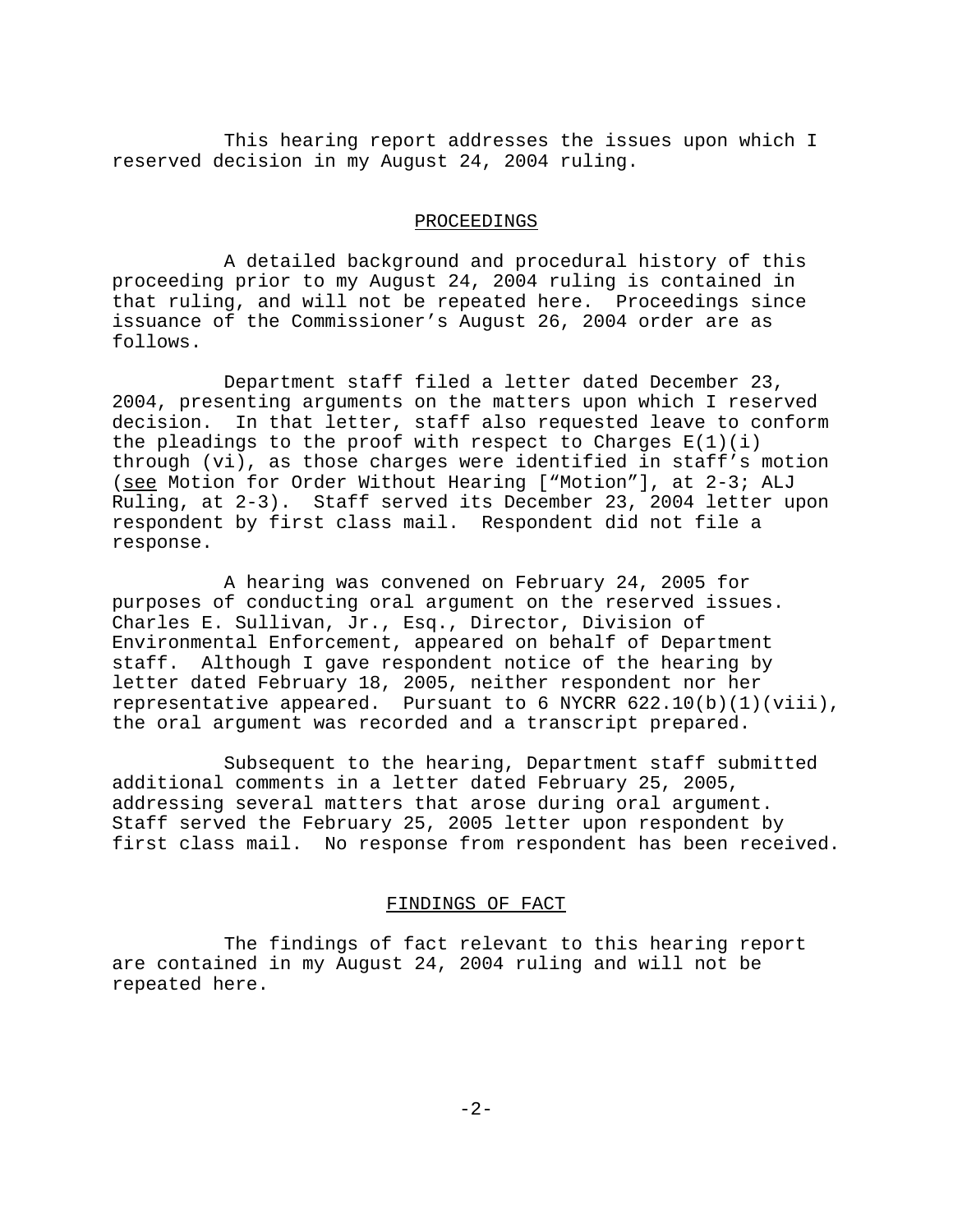This hearing report addresses the issues upon which I reserved decision in my August 24, 2004 ruling.

## PROCEEDINGS

A detailed background and procedural history of this proceeding prior to my August 24, 2004 ruling is contained in that ruling, and will not be repeated here. Proceedings since issuance of the Commissioner's August 26, 2004 order are as follows.

Department staff filed a letter dated December 23, 2004, presenting arguments on the matters upon which I reserved decision. In that letter, staff also requested leave to conform the pleadings to the proof with respect to Charges E(1)(i) through (vi), as those charges were identified in staff's motion (see Motion for Order Without Hearing ["Motion"], at 2-3; ALJ Ruling, at 2-3). Staff served its December 23, 2004 letter upon respondent by first class mail. Respondent did not file a response.

A hearing was convened on February 24, 2005 for purposes of conducting oral argument on the reserved issues. Charles E. Sullivan, Jr., Esq., Director, Division of Environmental Enforcement, appeared on behalf of Department staff. Although I gave respondent notice of the hearing by letter dated February 18, 2005, neither respondent nor her representative appeared. Pursuant to 6 NYCRR 622.10(b)(1)(viii), the oral argument was recorded and a transcript prepared.

Subsequent to the hearing, Department staff submitted additional comments in a letter dated February 25, 2005, addressing several matters that arose during oral argument. Staff served the February 25, 2005 letter upon respondent by first class mail. No response from respondent has been received.

## FINDINGS OF FACT

The findings of fact relevant to this hearing report are contained in my August 24, 2004 ruling and will not be repeated here.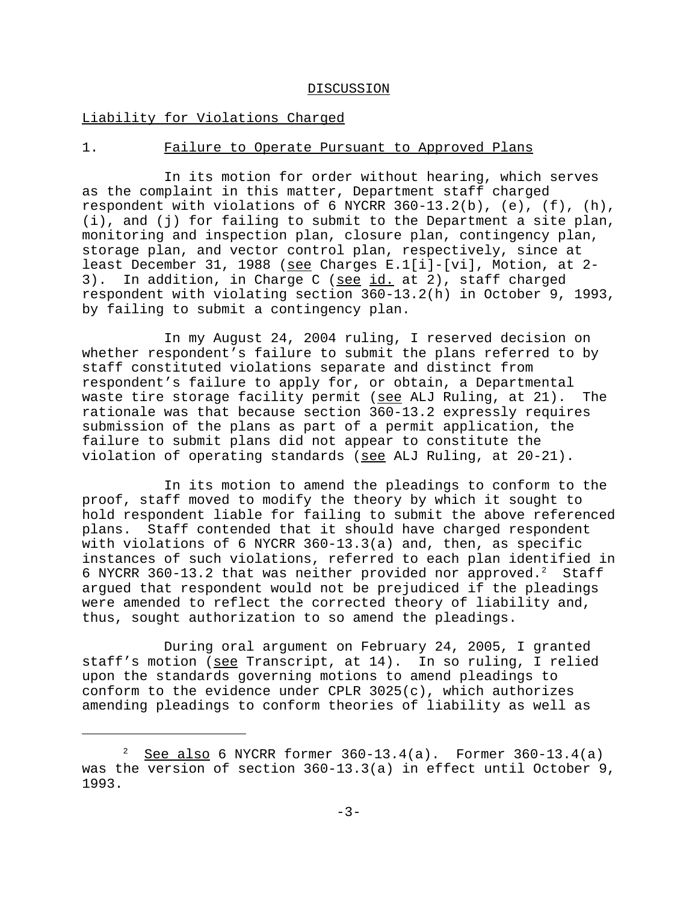## DISCUSSION

### Liability for Violations Charged

#### 1. Failure to Operate Pursuant to Approved Plans

In its motion for order without hearing, which serves as the complaint in this matter, Department staff charged respondent with violations of 6 NYCRR 360-13.2(b), (e), (f), (h), (i), and (j) for failing to submit to the Department a site plan, monitoring and inspection plan, closure plan, contingency plan, storage plan, and vector control plan, respectively, since at least December 31, 1988 (see Charges E.1[i]-[vi], Motion, at 2-3). In addition, in Charge C (see id. at 2), staff charged respondent with violating section 360-13.2(h) in October 9, 1993, by failing to submit a contingency plan.

In my August 24, 2004 ruling, I reserved decision on whether respondent's failure to submit the plans referred to by staff constituted violations separate and distinct from respondent's failure to apply for, or obtain, a Departmental waste tire storage facility permit (see ALJ Ruling, at 21). The rationale was that because section 360-13.2 expressly requires submission of the plans as part of a permit application, the failure to submit plans did not appear to constitute the violation of operating standards (see ALJ Ruling, at 20-21).

In its motion to amend the pleadings to conform to the proof, staff moved to modify the theory by which it sought to hold respondent liable for failing to submit the above referenced plans. Staff contended that it should have charged respondent with violations of 6 NYCRR 360-13.3(a) and, then, as specific instances of such violations, referred to each plan identified in 6 NYCRR 360-13.2 that was neither provided nor approved.[2] Staff argued that respondent would not be prejudiced if the pleadings were amended to reflect the corrected theory of liability and, thus, sought authorization to so amend the pleadings.

During oral argument on February 24, 2005, I granted staff's motion (see Transcript, at 14). In so ruling, I relied upon the standards governing motions to amend pleadings to conform to the evidence under CPLR 3025(c), which authorizes amending pleadings to conform theories of liability as well as

---

[2] See also 6 NYCRR former 360-13.4(a). Former 360-13.4(a) was the version of section 360-13.3(a) in effect until October 9, 1993.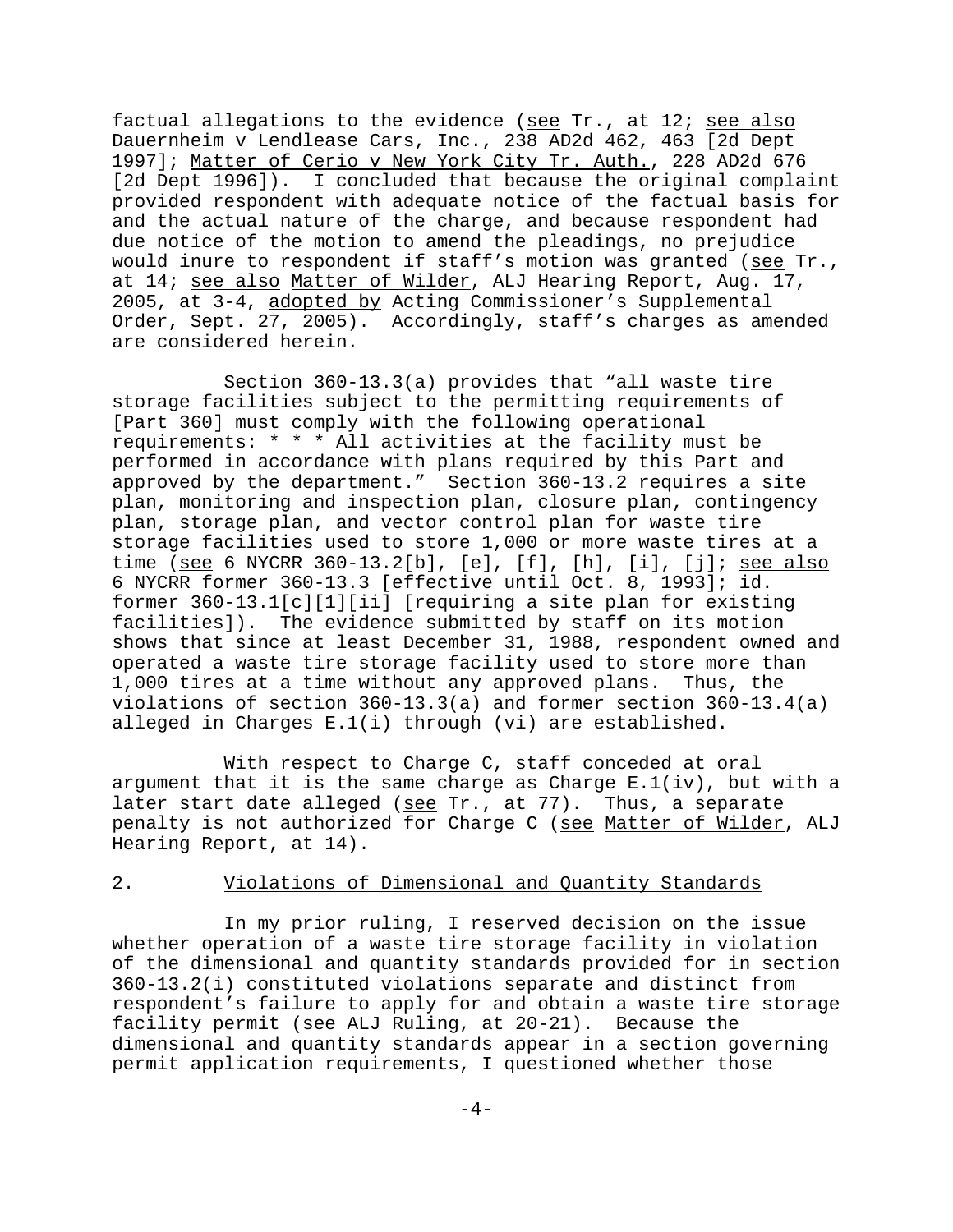factual allegations to the evidence (see Tr., at 12; see also Dauernheim v Lendlease Cars, Inc., 238 AD2d 462, 463 [2d Dept 1997]; Matter of Cerio v New York City Tr. Auth., 228 AD2d 676 [2d Dept 1996]). I concluded that because the original complaint provided respondent with adequate notice of the factual basis for and the actual nature of the charge, and because respondent had due notice of the motion to amend the pleadings, no prejudice would inure to respondent if staff's motion was granted (see Tr., at 14; see also Matter of Wilder, ALJ Hearing Report, Aug. 17, 2005, at 3-4, adopted by Acting Commissioner's Supplemental Order, Sept. 27, 2005). Accordingly, staff's charges as amended are considered herein.

Section 360-13.3(a) provides that "all waste tire storage facilities subject to the permitting requirements of [Part 360] must comply with the following operational requirements: * * * All activities at the facility must be performed in accordance with plans required by this Part and approved by the department." Section 360-13.2 requires a site plan, monitoring and inspection plan, closure plan, contingency plan, storage plan, and vector control plan for waste tire storage facilities used to store 1,000 or more waste tires at a time (see 6 NYCRR 360-13.2[b], [e], [f], [h], [i], [j]; see also 6 NYCRR former 360-13.3 [effective until Oct. 8, 1993]; id. former 360-13.1[c][1][ii] [requiring a site plan for existing facilities]). The evidence submitted by staff on its motion shows that since at least December 31, 1988, respondent owned and operated a waste tire storage facility used to store more than 1,000 tires at a time without any approved plans. Thus, the violations of section 360-13.3(a) and former section 360-13.4(a) alleged in Charges E.1(i) through (vi) are established.

With respect to Charge C, staff conceded at oral argument that it is the same charge as Charge E.1(iv), but with a later start date alleged (see Tr., at 77). Thus, a separate penalty is not authorized for Charge C (see Matter of Wilder, ALJ Hearing Report, at 14).

2. Violations of Dimensional and Quantity Standards

In my prior ruling, I reserved decision on the issue whether operation of a waste tire storage facility in violation of the dimensional and quantity standards provided for in section 360-13.2(i) constituted violations separate and distinct from respondent's failure to apply for and obtain a waste tire storage facility permit (see ALJ Ruling, at 20-21). Because the dimensional and quantity standards appear in a section governing permit application requirements, I questioned whether those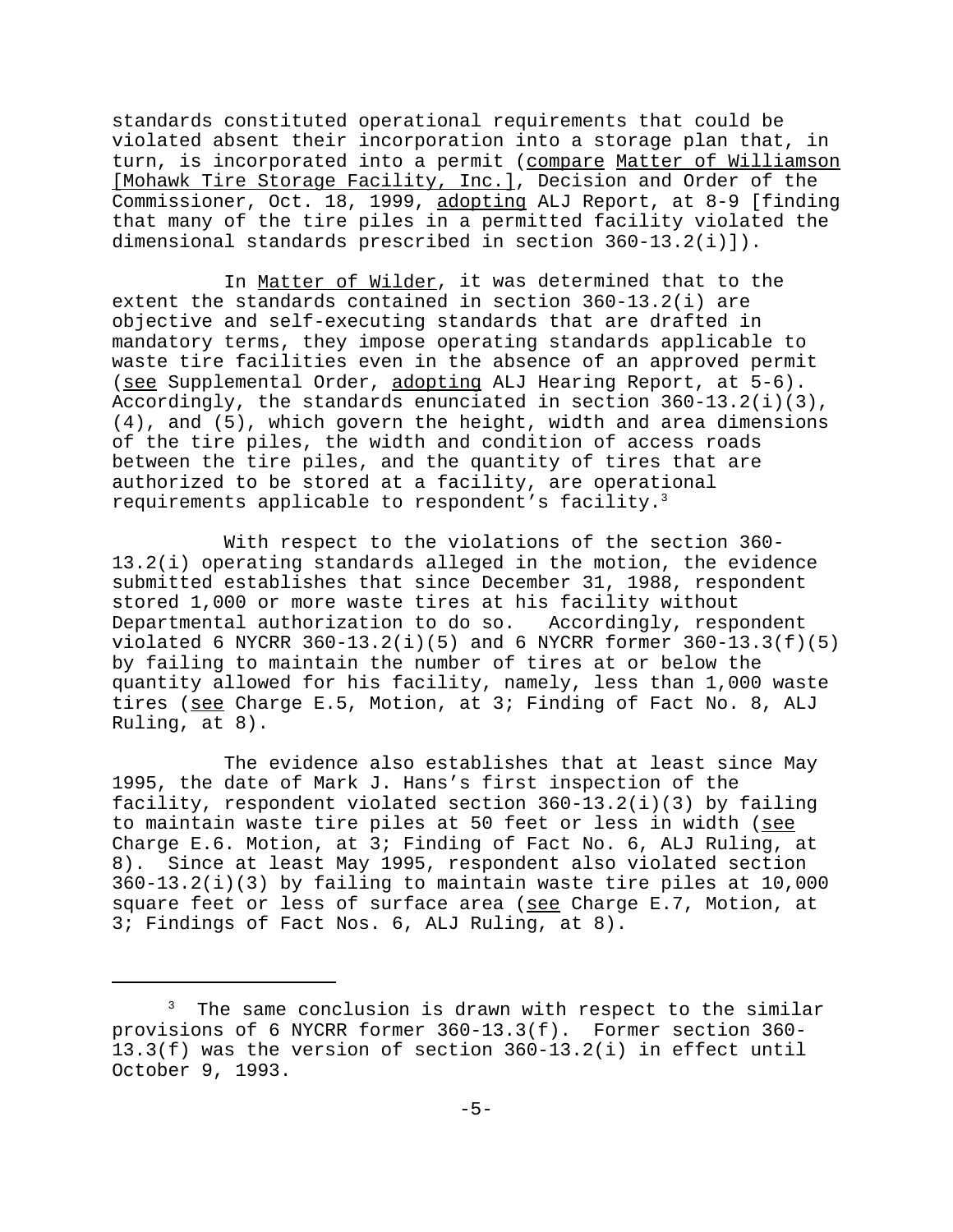standards constituted operational requirements that could be violated absent their incorporation into a storage plan that, in turn, is incorporated into a permit (compare Matter of Williamson [Mohawk Tire Storage Facility, Inc.], Decision and Order of the Commissioner, Oct. 18, 1999, adopting ALJ Report, at 8-9 [finding that many of the tire piles in a permitted facility violated the dimensional standards prescribed in section 360-13.2(i)]).

In Matter of Wilder, it was determined that to the extent the standards contained in section 360-13.2(i) are objective and self-executing standards that are drafted in mandatory terms, they impose operating standards applicable to waste tire facilities even in the absence of an approved permit (see Supplemental Order, adopting ALJ Hearing Report, at 5-6). Accordingly, the standards enunciated in section 360-13.2(i)(3), (4), and (5), which govern the height, width and area dimensions of the tire piles, the width and condition of access roads between the tire piles, and the quantity of tires that are authorized to be stored at a facility, are operational requirements applicable to respondent's facility.[3]

With respect to the violations of the section 360-13.2(i) operating standards alleged in the motion, the evidence submitted establishes that since December 31, 1988, respondent stored 1,000 or more waste tires at his facility without Departmental authorization to do so. Accordingly, respondent violated 6 NYCRR 360-13.2(i)(5) and 6 NYCRR former 360-13.3(f)(5) by failing to maintain the number of tires at or below the quantity allowed for his facility, namely, less than 1,000 waste tires (see Charge E.5, Motion, at 3; Finding of Fact No. 8, ALJ Ruling, at 8).

The evidence also establishes that at least since May 1995, the date of Mark J. Hans's first inspection of the facility, respondent violated section 360-13.2(i)(3) by failing to maintain waste tire piles at 50 feet or less in width (see Charge E.6. Motion, at 3; Finding of Fact No. 6, ALJ Ruling, at 8). Since at least May 1995, respondent also violated section 360-13.2(i)(3) by failing to maintain waste tire piles at 10,000 square feet or less of surface area (see Charge E.7, Motion, at 3; Findings of Fact Nos. 6, ALJ Ruling, at 8).

---

[3] The same conclusion is drawn with respect to the similar provisions of 6 NYCRR former 360-13.3(f). Former section 360-13.3(f) was the version of section 360-13.2(i) in effect until October 9, 1993.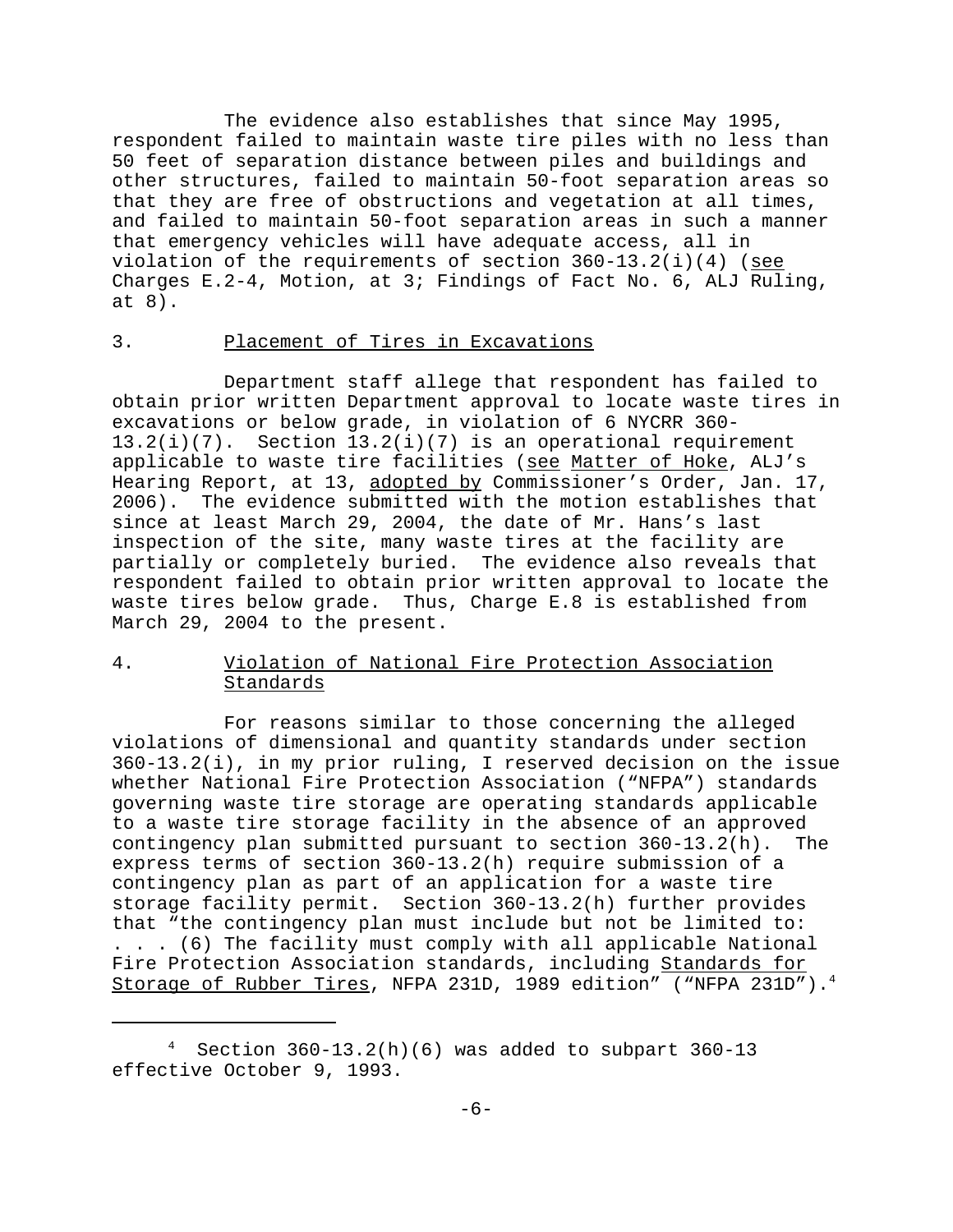The evidence also establishes that since May 1995, respondent failed to maintain waste tire piles with no less than 50 feet of separation distance between piles and buildings and other structures, failed to maintain 50-foot separation areas so that they are free of obstructions and vegetation at all times, and failed to maintain 50-foot separation areas in such a manner that emergency vehicles will have adequate access, all in violation of the requirements of section 360-13.2(i)(4) (see Charges E.2-4, Motion, at 3; Findings of Fact No. 6, ALJ Ruling, at 8).

### 3. Placement of Tires in Excavations

Department staff allege that respondent has failed to obtain prior written Department approval to locate waste tires in excavations or below grade, in violation of 6 NYCRR 360-13.2(i)(7). Section 13.2(i)(7) is an operational requirement applicable to waste tire facilities (see Matter of Hoke, ALJ's Hearing Report, at 13, adopted by Commissioner's Order, Jan. 17, 2006). The evidence submitted with the motion establishes that since at least March 29, 2004, the date of Mr. Hans's last inspection of the site, many waste tires at the facility are partially or completely buried. The evidence also reveals that respondent failed to obtain prior written approval to locate the waste tires below grade. Thus, Charge E.8 is established from March 29, 2004 to the present.

### 4. Violation of National Fire Protection Association Standards

For reasons similar to those concerning the alleged violations of dimensional and quantity standards under section 360-13.2(i), in my prior ruling, I reserved decision on the issue whether National Fire Protection Association ("NFPA") standards governing waste tire storage are operating standards applicable to a waste tire storage facility in the absence of an approved contingency plan submitted pursuant to section 360-13.2(h). The express terms of section 360-13.2(h) require submission of a contingency plan as part of an application for a waste tire storage facility permit. Section 360-13.2(h) further provides that "the contingency plan must include but not be limited to: . . . (6) The facility must comply with all applicable National Fire Protection Association standards, including Standards for Storage of Rubber Tires, NFPA 231D, 1989 edition" ("NFPA 231D").[4]

---

[4] Section 360-13.2(h)(6) was added to subpart 360-13 effective October 9, 1993.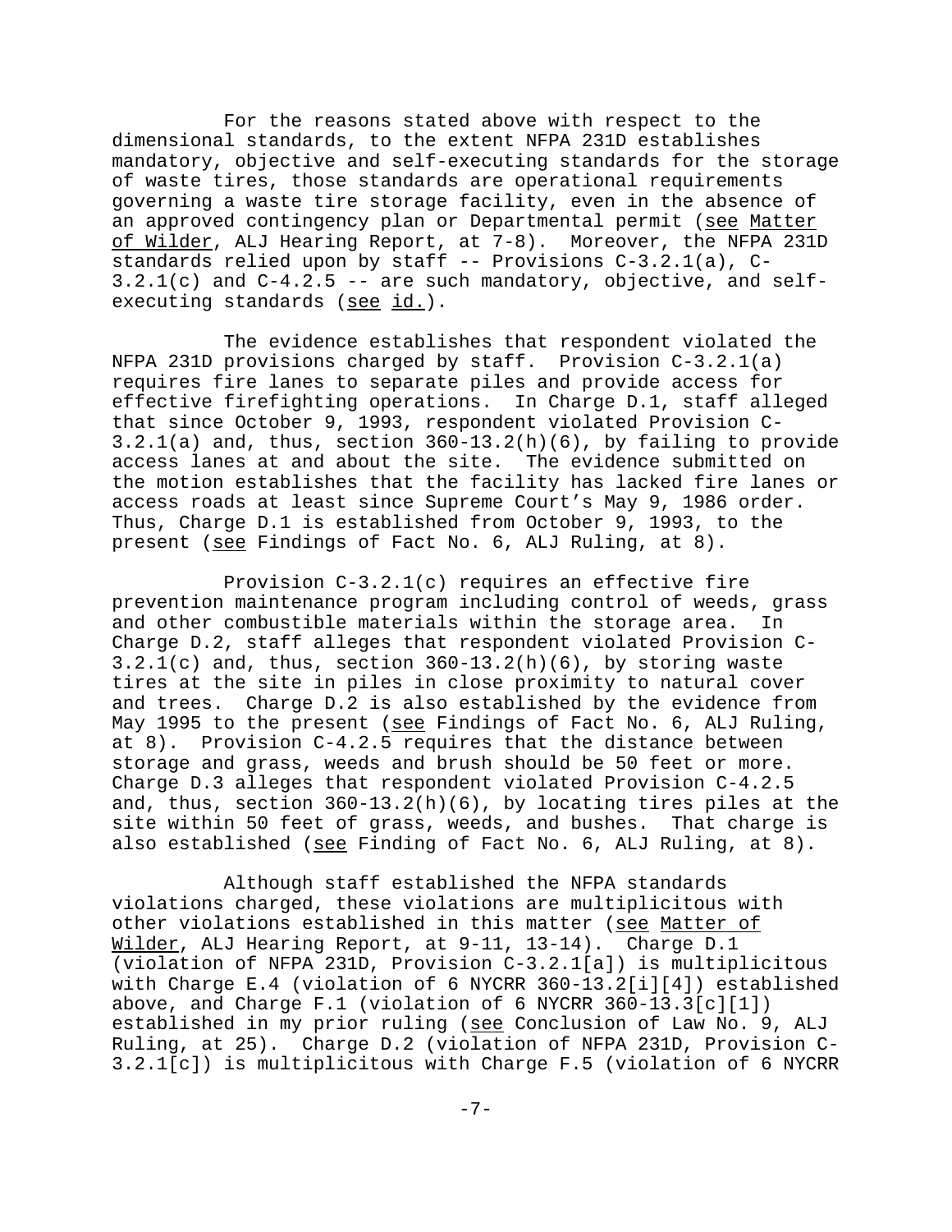For the reasons stated above with respect to the dimensional standards, to the extent NFPA 231D establishes mandatory, objective and self-executing standards for the storage of waste tires, those standards are operational requirements governing a waste tire storage facility, even in the absence of an approved contingency plan or Departmental permit (see Matter of Wilder, ALJ Hearing Report, at 7-8). Moreover, the NFPA 231D standards relied upon by staff -- Provisions C-3.2.1(a), C-3.2.1(c) and C-4.2.5 -- are such mandatory, objective, and self-executing standards (see id.).

The evidence establishes that respondent violated the NFPA 231D provisions charged by staff. Provision C-3.2.1(a) requires fire lanes to separate piles and provide access for effective firefighting operations. In Charge D.1, staff alleged that since October 9, 1993, respondent violated Provision C-3.2.1(a) and, thus, section 360-13.2(h)(6), by failing to provide access lanes at and about the site. The evidence submitted on the motion establishes that the facility has lacked fire lanes or access roads at least since Supreme Court's May 9, 1986 order. Thus, Charge D.1 is established from October 9, 1993, to the present (see Findings of Fact No. 6, ALJ Ruling, at 8).

Provision C-3.2.1(c) requires an effective fire prevention maintenance program including control of weeds, grass and other combustible materials within the storage area. In Charge D.2, staff alleges that respondent violated Provision C-3.2.1(c) and, thus, section 360-13.2(h)(6), by storing waste tires at the site in piles in close proximity to natural cover and trees. Charge D.2 is also established by the evidence from May 1995 to the present (see Findings of Fact No. 6, ALJ Ruling, at 8). Provision C-4.2.5 requires that the distance between storage and grass, weeds and brush should be 50 feet or more. Charge D.3 alleges that respondent violated Provision C-4.2.5 and, thus, section 360-13.2(h)(6), by locating tires piles at the site within 50 feet of grass, weeds, and bushes. That charge is also established (see Finding of Fact No. 6, ALJ Ruling, at 8).

Although staff established the NFPA standards violations charged, these violations are multiplicitous with other violations established in this matter (see Matter of Wilder, ALJ Hearing Report, at 9-11, 13-14). Charge D.1 (violation of NFPA 231D, Provision C-3.2.1[a]) is multiplicitous with Charge E.4 (violation of 6 NYCRR 360-13.2[i][4]) established above, and Charge F.1 (violation of 6 NYCRR 360-13.3[c][1]) established in my prior ruling (see Conclusion of Law No. 9, ALJ Ruling, at 25). Charge D.2 (violation of NFPA 231D, Provision C-3.2.1[c]) is multiplicitous with Charge F.5 (violation of 6 NYCRR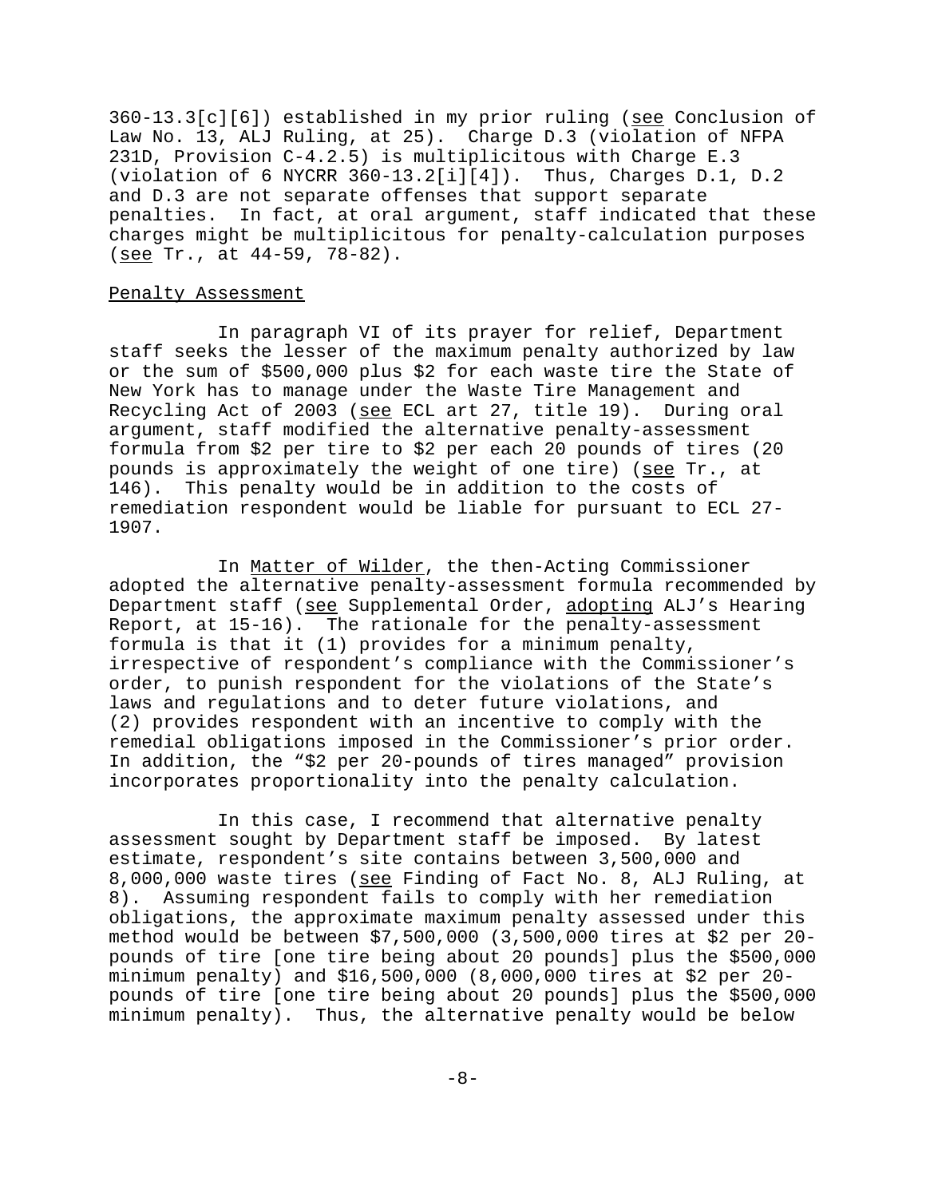360-13.3[c][6]) established in my prior ruling (see Conclusion of Law No. 13, ALJ Ruling, at 25). Charge D.3 (violation of NFPA 231D, Provision C-4.2.5) is multiplicitous with Charge E.3 (violation of 6 NYCRR 360-13.2[i][4]). Thus, Charges D.1, D.2 and D.3 are not separate offenses that support separate penalties. In fact, at oral argument, staff indicated that these charges might be multiplicitous for penalty-calculation purposes (see Tr., at 44-59, 78-82).

Penalty Assessment

In paragraph VI of its prayer for relief, Department staff seeks the lesser of the maximum penalty authorized by law or the sum of $500,000 plus $2 for each waste tire the State of New York has to manage under the Waste Tire Management and Recycling Act of 2003 (see ECL art 27, title 19). During oral argument, staff modified the alternative penalty-assessment formula from $2 per tire to $2 per each 20 pounds of tires (20 pounds is approximately the weight of one tire) (see Tr., at 146). This penalty would be in addition to the costs of remediation respondent would be liable for pursuant to ECL 27-1907.

In Matter of Wilder, the then-Acting Commissioner adopted the alternative penalty-assessment formula recommended by Department staff (see Supplemental Order, adopting ALJ's Hearing Report, at 15-16). The rationale for the penalty-assessment formula is that it (1) provides for a minimum penalty, irrespective of respondent's compliance with the Commissioner's order, to punish respondent for the violations of the State's laws and regulations and to deter future violations, and (2) provides respondent with an incentive to comply with the remedial obligations imposed in the Commissioner's prior order. In addition, the "$2 per 20-pounds of tires managed" provision incorporates proportionality into the penalty calculation.

In this case, I recommend that alternative penalty assessment sought by Department staff be imposed. By latest estimate, respondent's site contains between 3,500,000 and 8,000,000 waste tires (see Finding of Fact No. 8, ALJ Ruling, at 8). Assuming respondent fails to comply with her remediation obligations, the approximate maximum penalty assessed under this method would be between $7,500,000 (3,500,000 tires at $2 per 20-pounds of tire [one tire being about 20 pounds] plus the $500,000 minimum penalty) and $16,500,000 (8,000,000 tires at $2 per 20-pounds of tire [one tire being about 20 pounds] plus the $500,000 minimum penalty). Thus, the alternative penalty would be below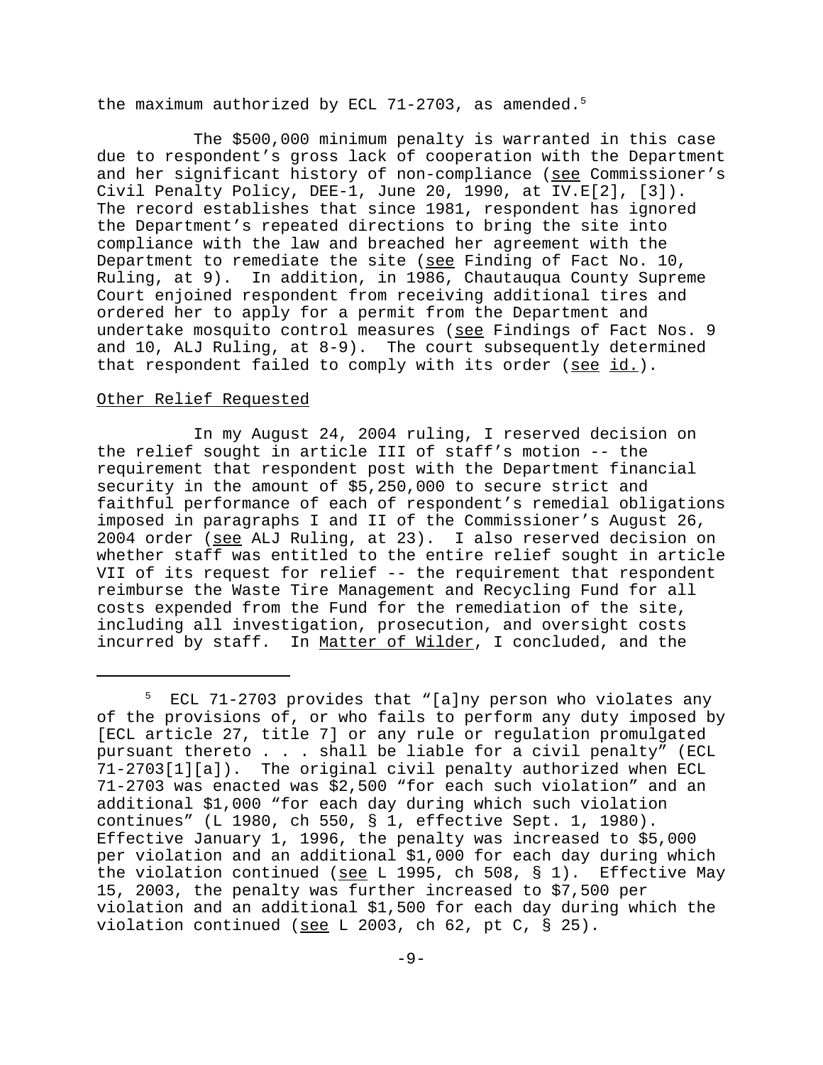the maximum authorized by ECL 71-2703, as amended.[5]

The $500,000 minimum penalty is warranted in this case due to respondent's gross lack of cooperation with the Department and her significant history of non-compliance (see Commissioner's Civil Penalty Policy, DEE-1, June 20, 1990, at IV.E[2], [3]). The record establishes that since 1981, respondent has ignored the Department's repeated directions to bring the site into compliance with the law and breached her agreement with the Department to remediate the site (see Finding of Fact No. 10, Ruling, at 9). In addition, in 1986, Chautauqua County Supreme Court enjoined respondent from receiving additional tires and ordered her to apply for a permit from the Department and undertake mosquito control measures (see Findings of Fact Nos. 9 and 10, ALJ Ruling, at 8-9). The court subsequently determined that respondent failed to comply with its order (see id.).

Other Relief Requested

In my August 24, 2004 ruling, I reserved decision on the relief sought in article III of staff's motion -- the requirement that respondent post with the Department financial security in the amount of $5,250,000 to secure strict and faithful performance of each of respondent's remedial obligations imposed in paragraphs I and II of the Commissioner's August 26, 2004 order (see ALJ Ruling, at 23). I also reserved decision on whether staff was entitled to the entire relief sought in article VII of its request for relief -- the requirement that respondent reimburse the Waste Tire Management and Recycling Fund for all costs expended from the Fund for the remediation of the site, including all investigation, prosecution, and oversight costs incurred by staff. In *Matter of Wilder*, I concluded, and the

---

[5] ECL 71-2703 provides that "[a]ny person who violates any of the provisions of, or who fails to perform any duty imposed by [ECL article 27, title 7] or any rule or regulation promulgated pursuant thereto . . . shall be liable for a civil penalty" (ECL 71-2703[1][a]). The original civil penalty authorized when ECL 71-2703 was enacted was $2,500 "for each such violation" and an additional $1,000 "for each day during which such violation continues" (L 1980, ch 550, § 1, effective Sept. 1, 1980). Effective January 1, 1996, the penalty was increased to $5,000 per violation and an additional $1,000 for each day during which the violation continued (see L 1995, ch 508, § 1). Effective May 15, 2003, the penalty was further increased to $7,500 per violation and an additional $1,500 for each day during which the violation continued (see L 2003, ch 62, pt C, § 25).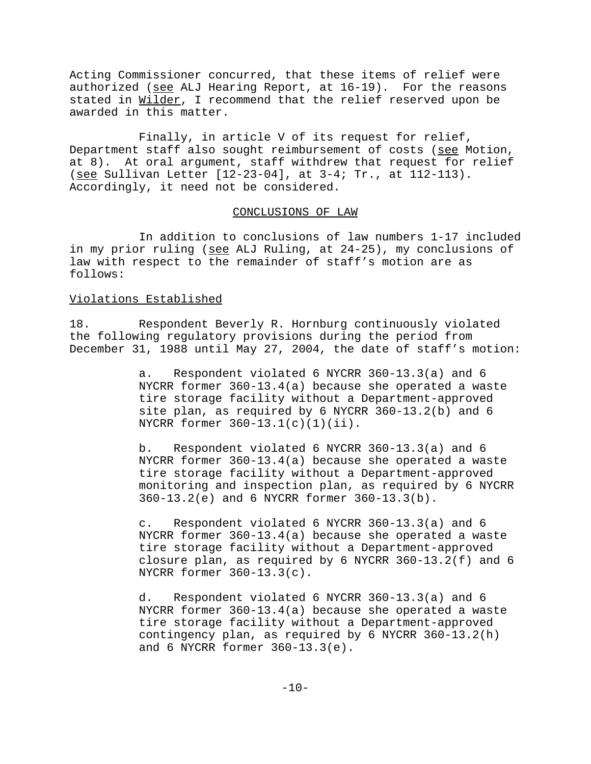Acting Commissioner concurred, that these items of relief were authorized (*see* ALJ Hearing Report, at 16-19). For the reasons stated in *Wilder*, I recommend that the relief reserved upon be awarded in this matter.

Finally, in article V of its request for relief, Department staff also sought reimbursement of costs (*see* Motion, at 8). At oral argument, staff withdrew that request for relief (*see* Sullivan Letter [12-23-04], at 3-4; Tr., at 112-113). Accordingly, it need not be considered.

## CONCLUSIONS OF LAW

In addition to conclusions of law numbers 1-17 included in my prior ruling (*see* ALJ Ruling, at 24-25), my conclusions of law with respect to the remainder of staff's motion are as follows:

### Violations Established

18. Respondent Beverly R. Hornburg continuously violated the following regulatory provisions during the period from December 31, 1988 until May 27, 2004, the date of staff's motion:

    a. Respondent violated 6 NYCRR 360-13.3(a) and 6 NYCRR former 360-13.4(a) because she operated a waste tire storage facility without a Department-approved site plan, as required by 6 NYCRR 360-13.2(b) and 6 NYCRR former 360-13.1(c)(1)(ii).

    b. Respondent violated 6 NYCRR 360-13.3(a) and 6 NYCRR former 360-13.4(a) because she operated a waste tire storage facility without a Department-approved monitoring and inspection plan, as required by 6 NYCRR 360-13.2(e) and 6 NYCRR former 360-13.3(b).

    c. Respondent violated 6 NYCRR 360-13.3(a) and 6 NYCRR former 360-13.4(a) because she operated a waste tire storage facility without a Department-approved closure plan, as required by 6 NYCRR 360-13.2(f) and 6 NYCRR former 360-13.3(c).

    d. Respondent violated 6 NYCRR 360-13.3(a) and 6 NYCRR former 360-13.4(a) because she operated a waste tire storage facility without a Department-approved contingency plan, as required by 6 NYCRR 360-13.2(h) and 6 NYCRR former 360-13.3(e).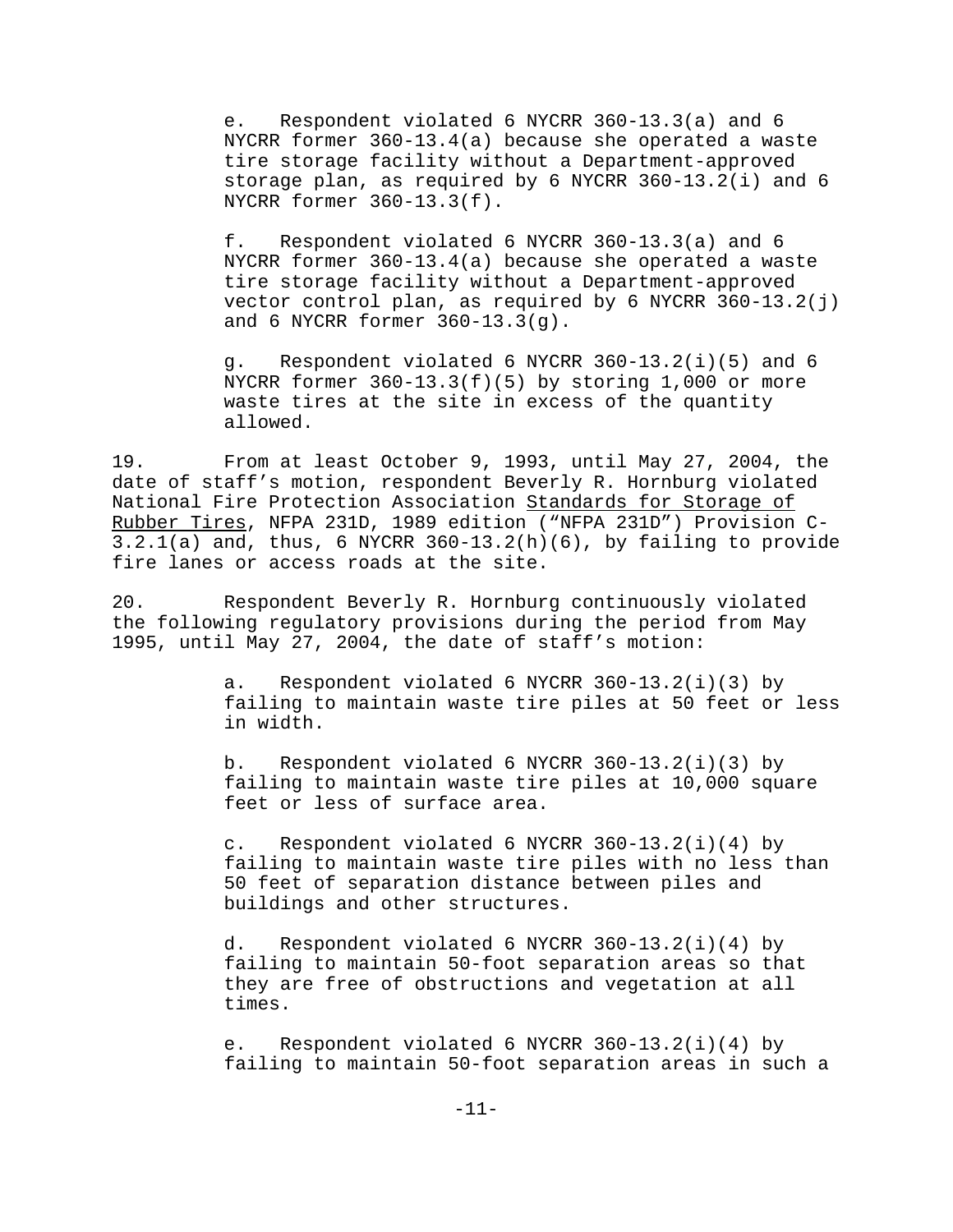e. Respondent violated 6 NYCRR 360-13.3(a) and 6 NYCRR former 360-13.4(a) because she operated a waste tire storage facility without a Department-approved storage plan, as required by 6 NYCRR 360-13.2(i) and 6 NYCRR former 360-13.3(f).

f. Respondent violated 6 NYCRR 360-13.3(a) and 6 NYCRR former 360-13.4(a) because she operated a waste tire storage facility without a Department-approved vector control plan, as required by 6 NYCRR 360-13.2(j) and 6 NYCRR former 360-13.3(g).

g. Respondent violated 6 NYCRR 360-13.2(i)(5) and 6 NYCRR former 360-13.3(f)(5) by storing 1,000 or more waste tires at the site in excess of the quantity allowed.

19. From at least October 9, 1993, until May 27, 2004, the date of staff's motion, respondent Beverly R. Hornburg violated National Fire Protection Association Standards for Storage of Rubber Tires, NFPA 231D, 1989 edition ("NFPA 231D") Provision C-3.2.1(a) and, thus, 6 NYCRR 360-13.2(h)(6), by failing to provide fire lanes or access roads at the site.

20. Respondent Beverly R. Hornburg continuously violated the following regulatory provisions during the period from May 1995, until May 27, 2004, the date of staff's motion:

a. Respondent violated 6 NYCRR 360-13.2(i)(3) by failing to maintain waste tire piles at 50 feet or less in width.

b. Respondent violated 6 NYCRR 360-13.2(i)(3) by failing to maintain waste tire piles at 10,000 square feet or less of surface area.

c. Respondent violated 6 NYCRR 360-13.2(i)(4) by failing to maintain waste tire piles with no less than 50 feet of separation distance between piles and buildings and other structures.

d. Respondent violated 6 NYCRR 360-13.2(i)(4) by failing to maintain 50-foot separation areas so that they are free of obstructions and vegetation at all times.

e. Respondent violated 6 NYCRR 360-13.2(i)(4) by failing to maintain 50-foot separation areas in such a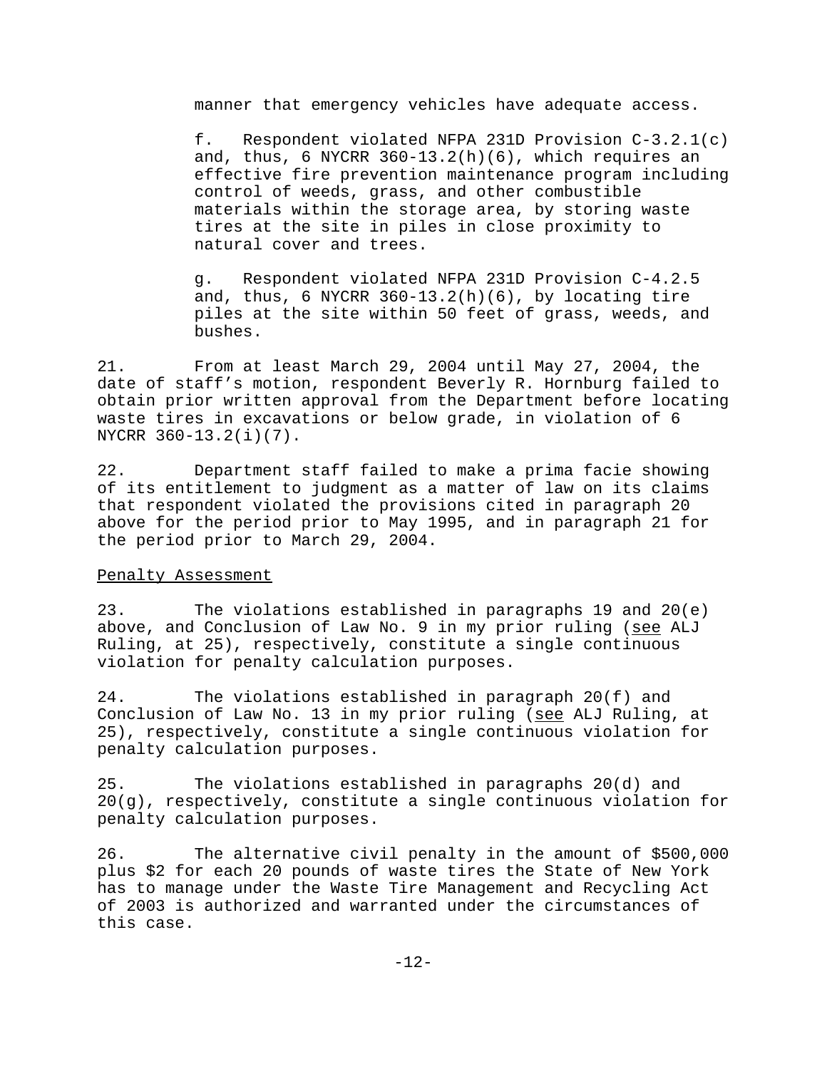manner that emergency vehicles have adequate access.

f. Respondent violated NFPA 231D Provision C-3.2.1(c) and, thus, 6 NYCRR 360-13.2(h)(6), which requires an effective fire prevention maintenance program including control of weeds, grass, and other combustible materials within the storage area, by storing waste tires at the site in piles in close proximity to natural cover and trees.

g. Respondent violated NFPA 231D Provision C-4.2.5 and, thus, 6 NYCRR 360-13.2(h)(6), by locating tire piles at the site within 50 feet of grass, weeds, and bushes.

21. From at least March 29, 2004 until May 27, 2004, the date of staff's motion, respondent Beverly R. Hornburg failed to obtain prior written approval from the Department before locating waste tires in excavations or below grade, in violation of 6 NYCRR 360-13.2(i)(7).

22. Department staff failed to make a prima facie showing of its entitlement to judgment as a matter of law on its claims that respondent violated the provisions cited in paragraph 20 above for the period prior to May 1995, and in paragraph 21 for the period prior to March 29, 2004.

Penalty Assessment

23. The violations established in paragraphs 19 and 20(e) above, and Conclusion of Law No. 9 in my prior ruling (see ALJ Ruling, at 25), respectively, constitute a single continuous violation for penalty calculation purposes.

24. The violations established in paragraph 20(f) and Conclusion of Law No. 13 in my prior ruling (see ALJ Ruling, at 25), respectively, constitute a single continuous violation for penalty calculation purposes.

25. The violations established in paragraphs 20(d) and 20(g), respectively, constitute a single continuous violation for penalty calculation purposes.

26. The alternative civil penalty in the amount of $500,000 plus $2 for each 20 pounds of waste tires the State of New York has to manage under the Waste Tire Management and Recycling Act of 2003 is authorized and warranted under the circumstances of this case.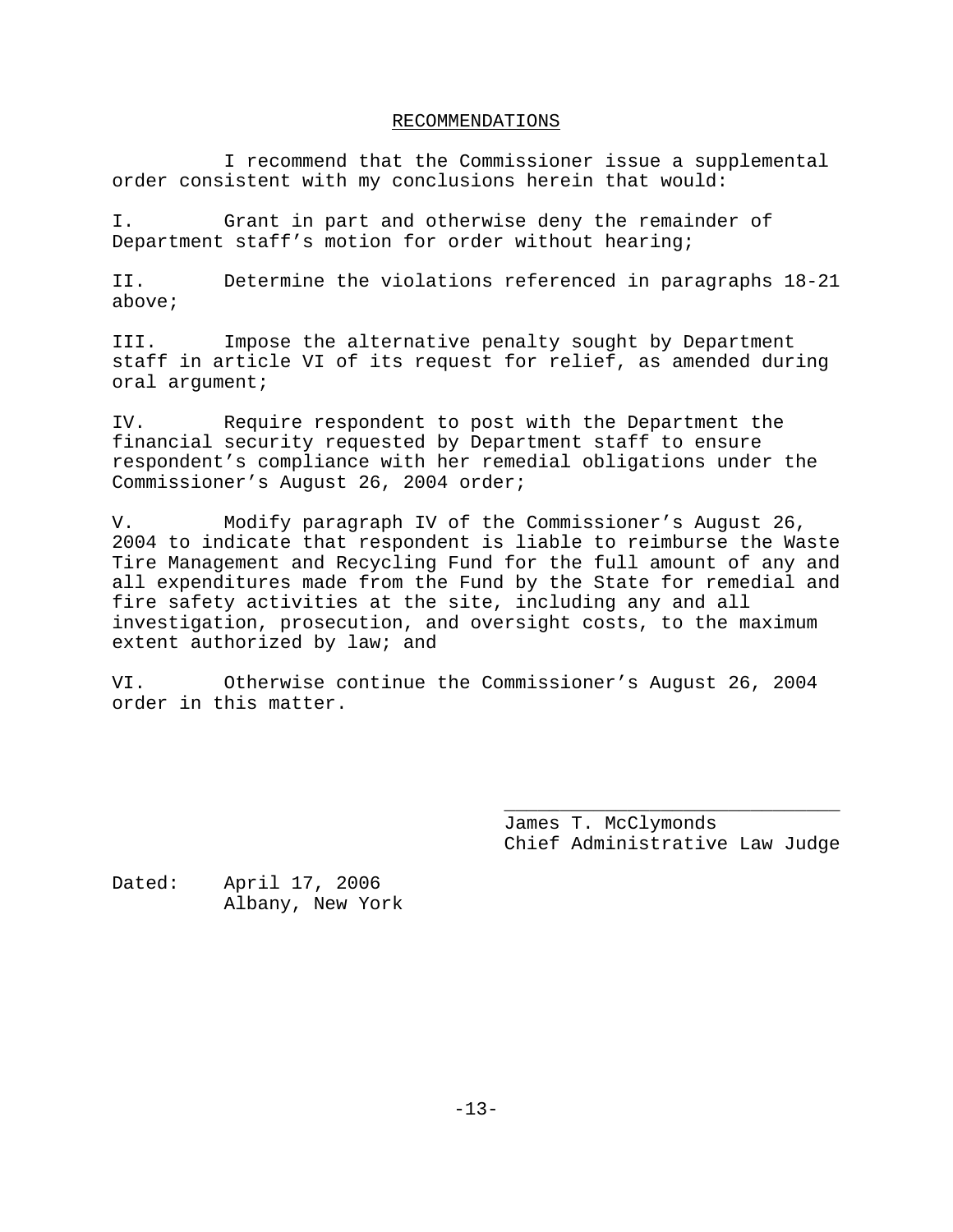## RECOMMENDATIONS

I recommend that the Commissioner issue a supplemental order consistent with my conclusions herein that would:

I. Grant in part and otherwise deny the remainder of Department staff's motion for order without hearing;

II. Determine the violations referenced in paragraphs 18-21 above;

III. Impose the alternative penalty sought by Department staff in article VI of its request for relief, as amended during oral argument;

IV. Require respondent to post with the Department the financial security requested by Department staff to ensure respondent's compliance with her remedial obligations under the Commissioner's August 26, 2004 order;

V. Modify paragraph IV of the Commissioner's August 26, 2004 to indicate that respondent is liable to reimburse the Waste Tire Management and Recycling Fund for the full amount of any and all expenditures made from the Fund by the State for remedial and fire safety activities at the site, including any and all investigation, prosecution, and oversight costs, to the maximum extent authorized by law; and

VI. Otherwise continue the Commissioner's August 26, 2004 order in this matter.

\_\_\_\_\_\_\_\_\_\_\_\_\_\_\_\_\_\_\_\_\_\_\_\_\_\_\_\_\_\_

James T. McClymonds
Chief Administrative Law Judge

Dated: April 17, 2006
Albany, New York